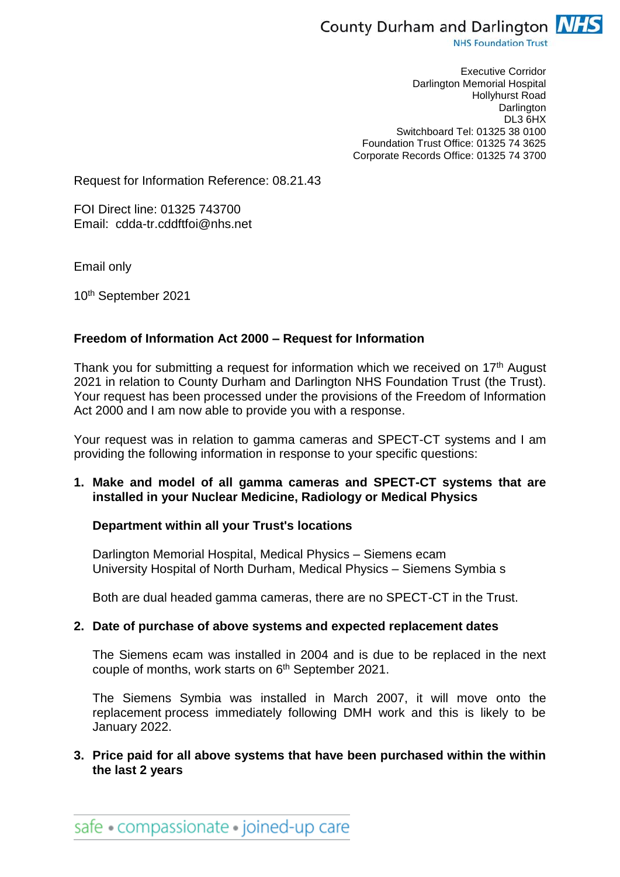County Durham and Darlington NHS
NHS Foundation Trust

Executive Corridor
Darlington Memorial Hospital
Hollyhurst Road
Darlington
DL3 6HX
Switchboard Tel: 01325 38 0100
Foundation Trust Office: 01325 74 3625
Corporate Records Office: 01325 74 3700

Request for Information Reference: 08.21.43

FOI Direct line: 01325 743700
Email: cdda-tr.cddftfoi@nhs.net

Email only

10th September 2021

**Freedom of Information Act 2000 – Request for Information**

Thank you for submitting a request for information which we received on 17th August 2021 in relation to County Durham and Darlington NHS Foundation Trust (the Trust). Your request has been processed under the provisions of the Freedom of Information Act 2000 and I am now able to provide you with a response.

Your request was in relation to gamma cameras and SPECT-CT systems and I am providing the following information in response to your specific questions:

1. **Make and model of all gamma cameras and SPECT-CT systems that are installed in your Nuclear Medicine, Radiology or Medical Physics**

   **Department within all your Trust's locations**

   Darlington Memorial Hospital, Medical Physics – Siemens ecam
   University Hospital of North Durham, Medical Physics – Siemens Symbia s

   Both are dual headed gamma cameras, there are no SPECT-CT in the Trust.

2. **Date of purchase of above systems and expected replacement dates**

   The Siemens ecam was installed in 2004 and is due to be replaced in the next couple of months, work starts on 6th September 2021.

   The Siemens Symbia was installed in March 2007, it will move onto the replacement process immediately following DMH work and this is likely to be January 2022.

3. **Price paid for all above systems that have been purchased within the within the last 2 years**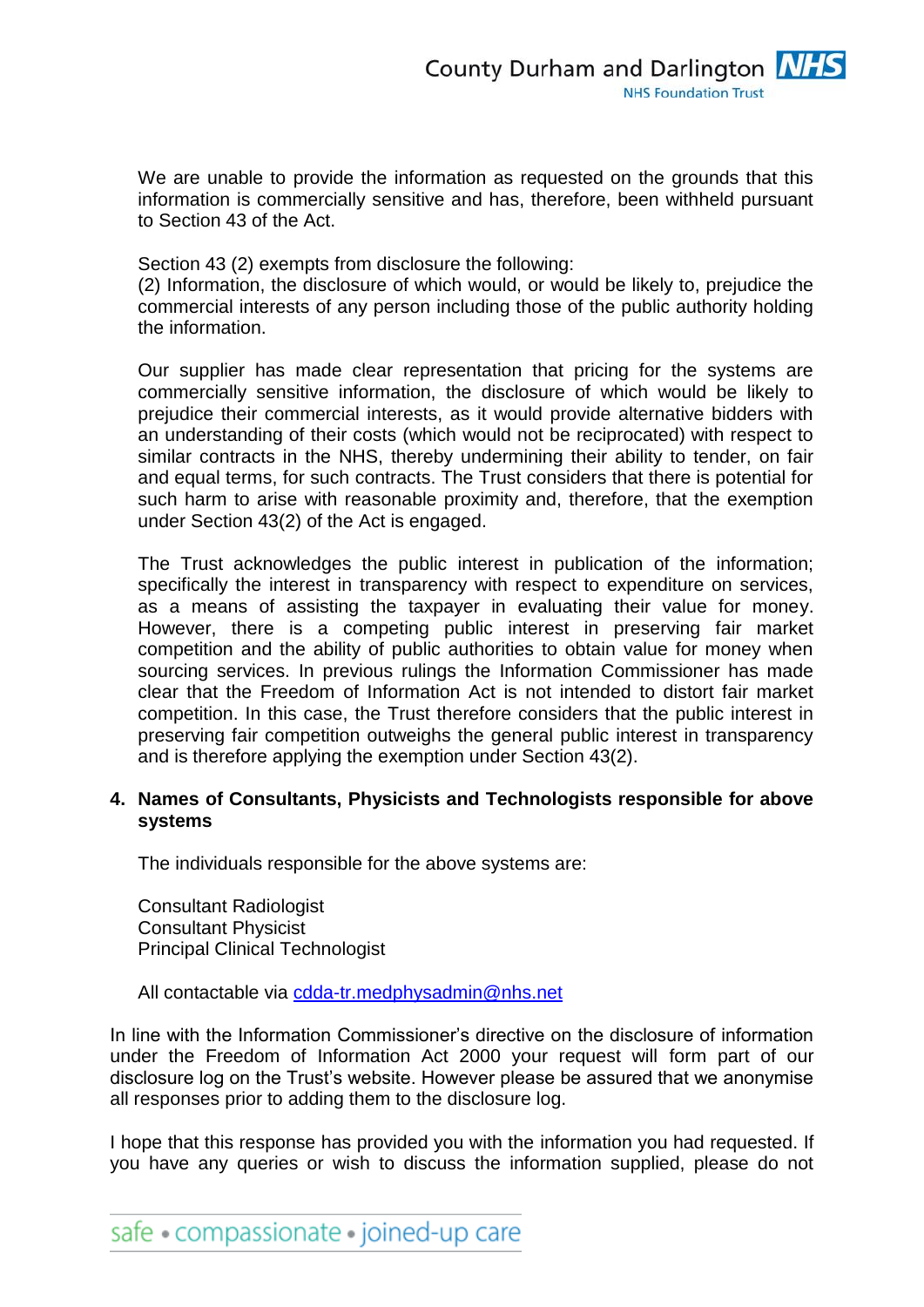We are unable to provide the information as requested on the grounds that this information is commercially sensitive and has, therefore, been withheld pursuant to Section 43 of the Act.

Section 43 (2) exempts from disclosure the following:
(2) Information, the disclosure of which would, or would be likely to, prejudice the commercial interests of any person including those of the public authority holding the information.

Our supplier has made clear representation that pricing for the systems are commercially sensitive information, the disclosure of which would be likely to prejudice their commercial interests, as it would provide alternative bidders with an understanding of their costs (which would not be reciprocated) with respect to similar contracts in the NHS, thereby undermining their ability to tender, on fair and equal terms, for such contracts. The Trust considers that there is potential for such harm to arise with reasonable proximity and, therefore, that the exemption under Section 43(2) of the Act is engaged.

The Trust acknowledges the public interest in publication of the information; specifically the interest in transparency with respect to expenditure on services, as a means of assisting the taxpayer in evaluating their value for money. However, there is a competing public interest in preserving fair market competition and the ability of public authorities to obtain value for money when sourcing services. In previous rulings the Information Commissioner has made clear that the Freedom of Information Act is not intended to distort fair market competition. In this case, the Trust therefore considers that the public interest in preserving fair competition outweighs the general public interest in transparency and is therefore applying the exemption under Section 43(2).

4. **Names of Consultants, Physicists and Technologists responsible for above systems**

   The individuals responsible for the above systems are:

   Consultant Radiologist
   Consultant Physicist
   Principal Clinical Technologist

   All contactable via cdda-tr.medphysadmin@nhs.net

In line with the Information Commissioner's directive on the disclosure of information under the Freedom of Information Act 2000 your request will form part of our disclosure log on the Trust's website. However please be assured that we anonymise all responses prior to adding them to the disclosure log.

I hope that this response has provided you with the information you had requested. If you have any queries or wish to discuss the information supplied, please do not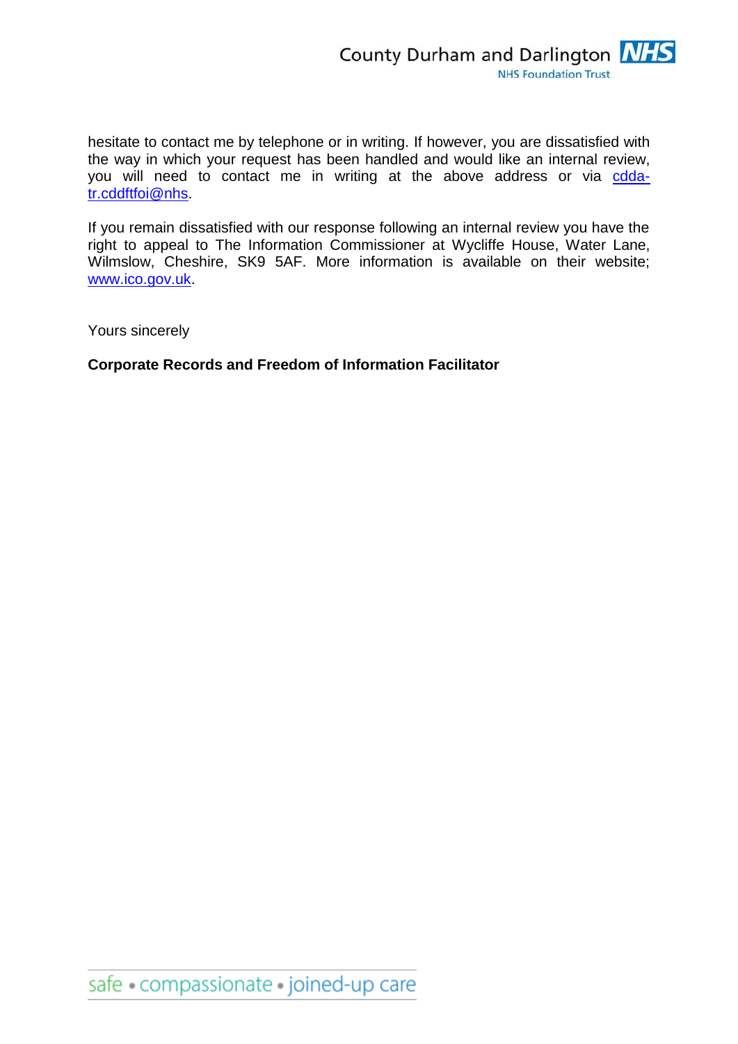hesitate to contact me by telephone or in writing. If however, you are dissatisfied with the way in which your request has been handled and would like an internal review, you will need to contact me in writing at the above address or via cdda-tr.cddftfoi@nhs.

If you remain dissatisfied with our response following an internal review you have the right to appeal to The Information Commissioner at Wycliffe House, Water Lane, Wilmslow, Cheshire, SK9 5AF. More information is available on their website; www.ico.gov.uk.

Yours sincerely

**Corporate Records and Freedom of Information Facilitator**